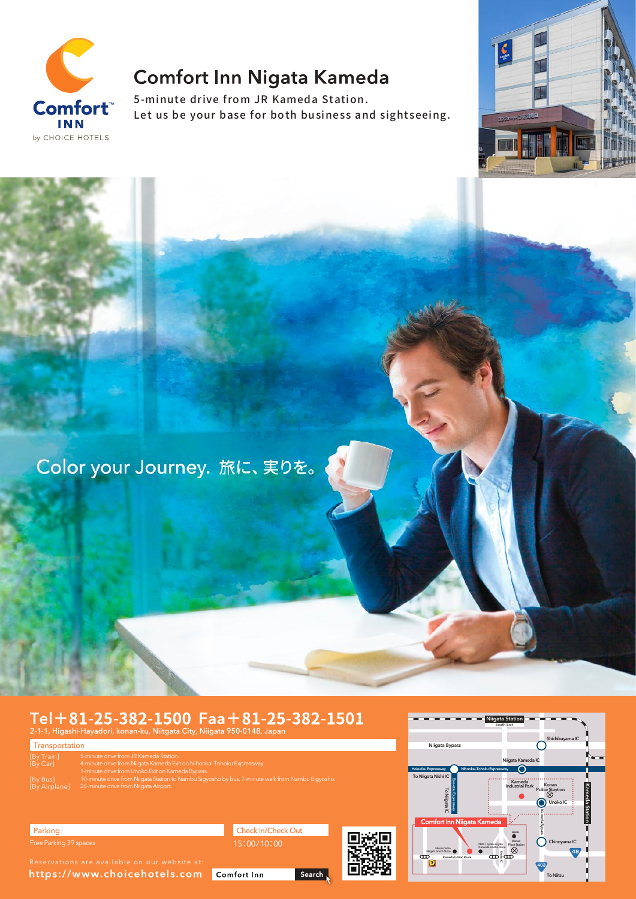# Comfort Inn Nigata Kameda

Comfort INN by CHOICE HOTELS

5-minute drive from JR Kameda Station.
Let us be your base for both business and sightseeing.

Color your Journey. 旅に、実りを。

## Tel＋81-25-382-1500 Faa＋81-25-382-1501

2-1-1, Higashi-Hayadori, konan-ku, Niitgata City, Niigata 950-0148, Japan

### Transportation

[By Train] 5-minute drive from JR Kameda Station.
[By Car] 4-minute drive from Niigata Kameda Exit on Nihonkai Tohoku Expressway.
1-minute drive from Unoko Exit on Kameda Bypass.
[By Bus] 10-minute drive from Niigata Station to Nambu Sigyosho by bus, 7-minute walk from Nambu Eigyosho.
[By Airplane] 26-minute drive from Niigata Airport.

### Parking

Free Parking 39 spaces

### Check In/Check Out

15:00/10:00

Reservations are available on our website at:
https://www.choicehotels.com

Comfort Inn Search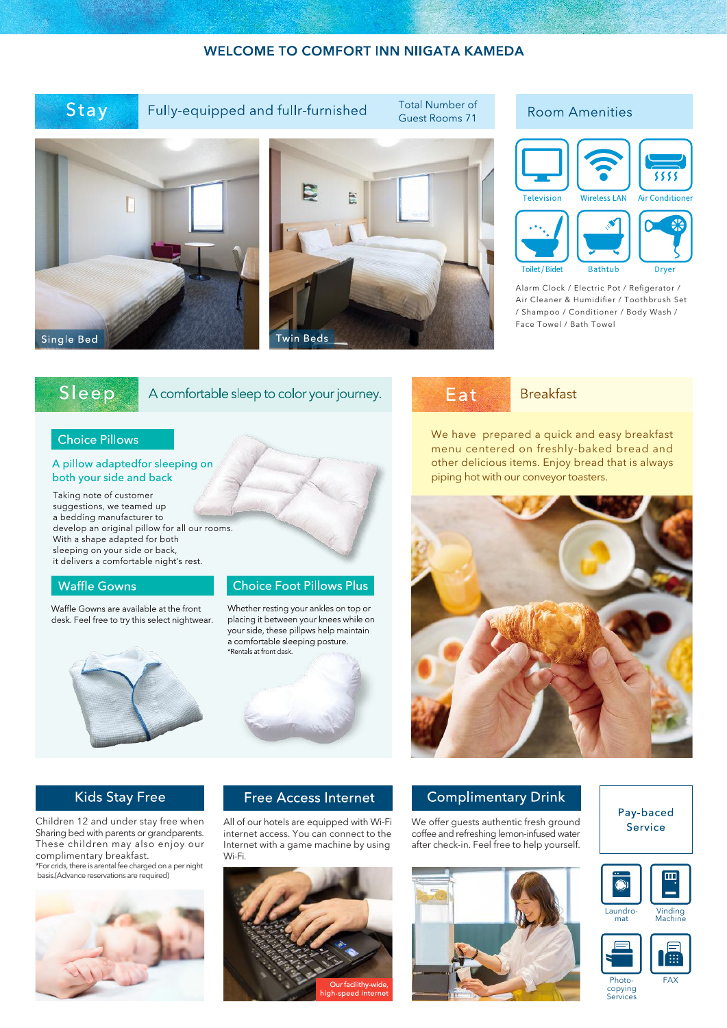# WELCOME TO COMFORT INN NIIGATA KAMEDA

## Stay

Fully-equipped and fullr-furnished

Total Number of Guest Rooms 71

Single Bed

Twin Beds

### Room Amenities

Television / Wireless LAN / Air Conditioner

Toilet / Bidet / Bathtub / Dryer

Alarm Clock / Electric Pot / Refigerator / Air Cleaner & Humidifier / Toothbrush Set / Shampoo / Conditioner / Body Wash / Face Towel / Bath Towel

## Sleep

A comfortable sleep to color your journey.

### Choice Pillows

A pillow adaptedfor sleeping on both your side and back

Taking note of customer suggestions, we teamed up a bedding manufacturer to develop an original pillow for all our rooms. With a shape adapted for both sleeping on your side or back, it delivers a comfortable night's rest.

### Waffle Gowns

Waffle Gowns are available at the front desk. Feel free to try this select nightwear.

### Choice Foot Pillows Plus

Whether resting your ankles on top or placing it between your knees while on your side, these pillpws help maintain a comfortable sleeping posture.

*Rentals at front dask.

## Eat

Breakfast

We have prepared a quick and easy breakfast menu centered on freshly-baked bread and other delicious items. Enjoy bread that is always piping hot with our conveyor toasters.

### Kids Stay Free

Children 12 and under stay free when Sharing bed with parents or grandparents. These children may also enjoy our complimentary breakfast.

*For crids, there is arental fee charged on a per night basis.(Advance reservations are required)

### Free Access Internet

All of our hotels are equipped with Wi-Fi internet access. You can connect to the Internet with a game machine by using Wi-Fi.

Our facilithy-wide, high-speed internet

### Complimentary Drink

We offer guests authentic fresh ground coffee and refreshing lemon-infused water after check-in. Feel free to help yourself.

### Pay-baced Service

Laundro-mat / Vinding Machine / Photo-copying Services / FAX